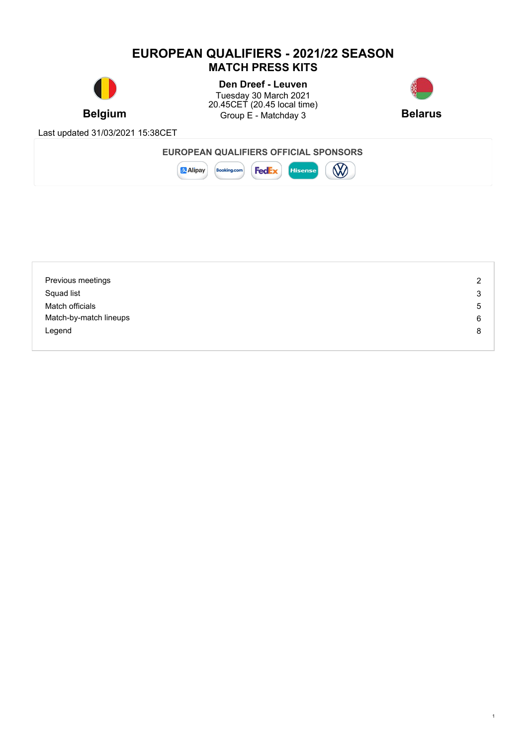# EUROPEAN QUALIFIERS - 2021/22 SEASON

## MATCH PRESS KITS

**Belgium** vs **Belarus**

**Den Dreef - Leuven**
Tuesday 30 March 2021
20.45CET (20.45 local time)
Group E - Matchday 3

Last updated 31/03/2021 15:38CET

**EUROPEAN QUALIFIERS OFFICIAL SPONSORS**

Alipay, Booking.com, FedEx, Hisense, Volkswagen

| | |
|---|---|
| Previous meetings | 2 |
| Squad list | 3 |
| Match officials | 5 |
| Match-by-match lineups | 6 |
| Legend | 8 |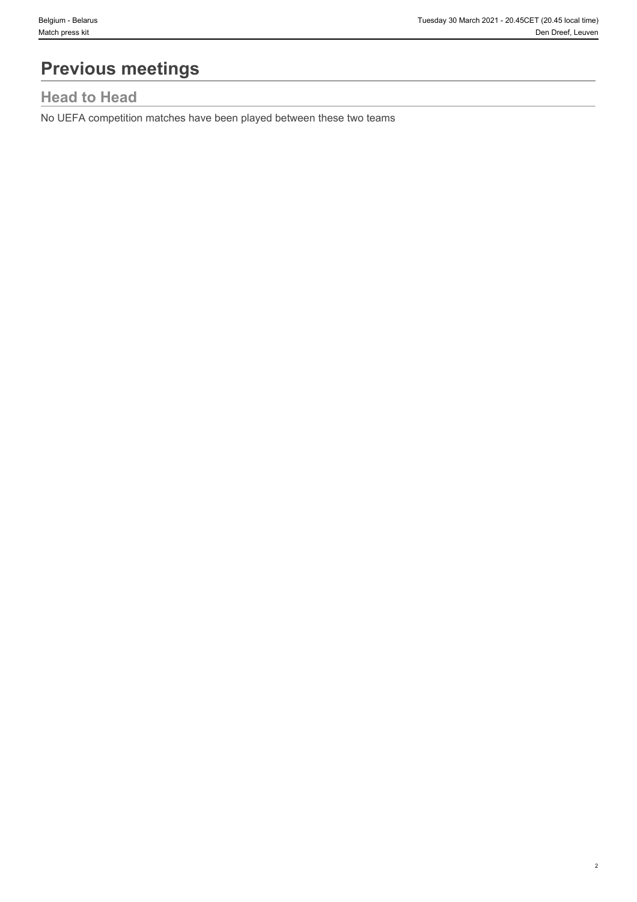# Previous meetings

## Head to Head

No UEFA competition matches have been played between these two teams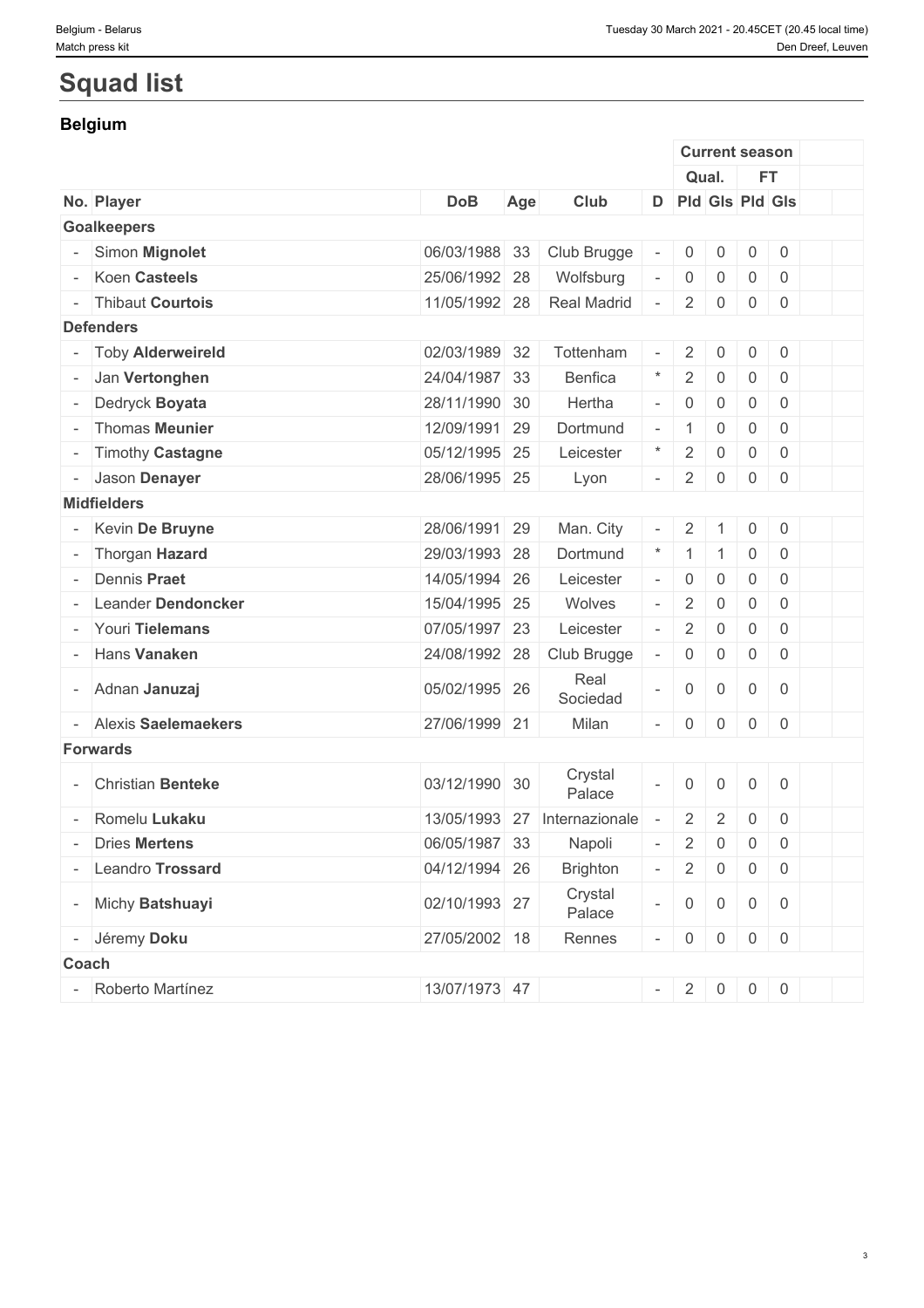# Squad list

## Belgium

| | | | | | | Current season | | | | |
|---|---|---|---|---|---|---|---|---|---|---|
| | | | | | | Qual. | | FT | | |
| No. | Player | DoB | Age | Club | D | Pld | Gls | Pld | Gls | |
| **Goalkeepers** | | | | | | | | | | |
| - | Simon **Mignolet** | 06/03/1988 | 33 | Club Brugge | - | 0 | 0 | 0 | 0 | |
| - | Koen **Casteels** | 25/06/1992 | 28 | Wolfsburg | - | 0 | 0 | 0 | 0 | |
| - | Thibaut **Courtois** | 11/05/1992 | 28 | Real Madrid | - | 2 | 0 | 0 | 0 | |
| **Defenders** | | | | | | | | | | |
| - | Toby **Alderweireld** | 02/03/1989 | 32 | Tottenham | - | 2 | 0 | 0 | 0 | |
| - | Jan **Vertonghen** | 24/04/1987 | 33 | Benfica | * | 2 | 0 | 0 | 0 | |
| - | Dedryck **Boyata** | 28/11/1990 | 30 | Hertha | - | 0 | 0 | 0 | 0 | |
| - | Thomas **Meunier** | 12/09/1991 | 29 | Dortmund | - | 1 | 0 | 0 | 0 | |
| - | Timothy **Castagne** | 05/12/1995 | 25 | Leicester | * | 2 | 0 | 0 | 0 | |
| - | Jason **Denayer** | 28/06/1995 | 25 | Lyon | - | 2 | 0 | 0 | 0 | |
| **Midfielders** | | | | | | | | | | |
| - | Kevin **De Bruyne** | 28/06/1991 | 29 | Man. City | - | 2 | 1 | 0 | 0 | |
| - | Thorgan **Hazard** | 29/03/1993 | 28 | Dortmund | * | 1 | 1 | 0 | 0 | |
| - | Dennis **Praet** | 14/05/1994 | 26 | Leicester | - | 0 | 0 | 0 | 0 | |
| - | Leander **Dendoncker** | 15/04/1995 | 25 | Wolves | - | 2 | 0 | 0 | 0 | |
| - | Youri **Tielemans** | 07/05/1997 | 23 | Leicester | - | 2 | 0 | 0 | 0 | |
| - | Hans **Vanaken** | 24/08/1992 | 28 | Club Brugge | - | 0 | 0 | 0 | 0 | |
| - | Adnan **Januzaj** | 05/02/1995 | 26 | Real Sociedad | - | 0 | 0 | 0 | 0 | |
| - | Alexis **Saelemaekers** | 27/06/1999 | 21 | Milan | - | 0 | 0 | 0 | 0 | |
| **Forwards** | | | | | | | | | | |
| - | Christian **Benteke** | 03/12/1990 | 30 | Crystal Palace | - | 0 | 0 | 0 | 0 | |
| - | Romelu **Lukaku** | 13/05/1993 | 27 | Internazionale | - | 2 | 2 | 0 | 0 | |
| - | Dries **Mertens** | 06/05/1987 | 33 | Napoli | - | 2 | 0 | 0 | 0 | |
| - | Leandro **Trossard** | 04/12/1994 | 26 | Brighton | - | 2 | 0 | 0 | 0 | |
| - | Michy **Batshuayi** | 02/10/1993 | 27 | Crystal Palace | - | 0 | 0 | 0 | 0 | |
| - | Jéremy **Doku** | 27/05/2002 | 18 | Rennes | - | 0 | 0 | 0 | 0 | |
| **Coach** | | | | | | | | | | |
| - | Roberto Martínez | 13/07/1973 | 47 | | - | 2 | 0 | 0 | 0 | |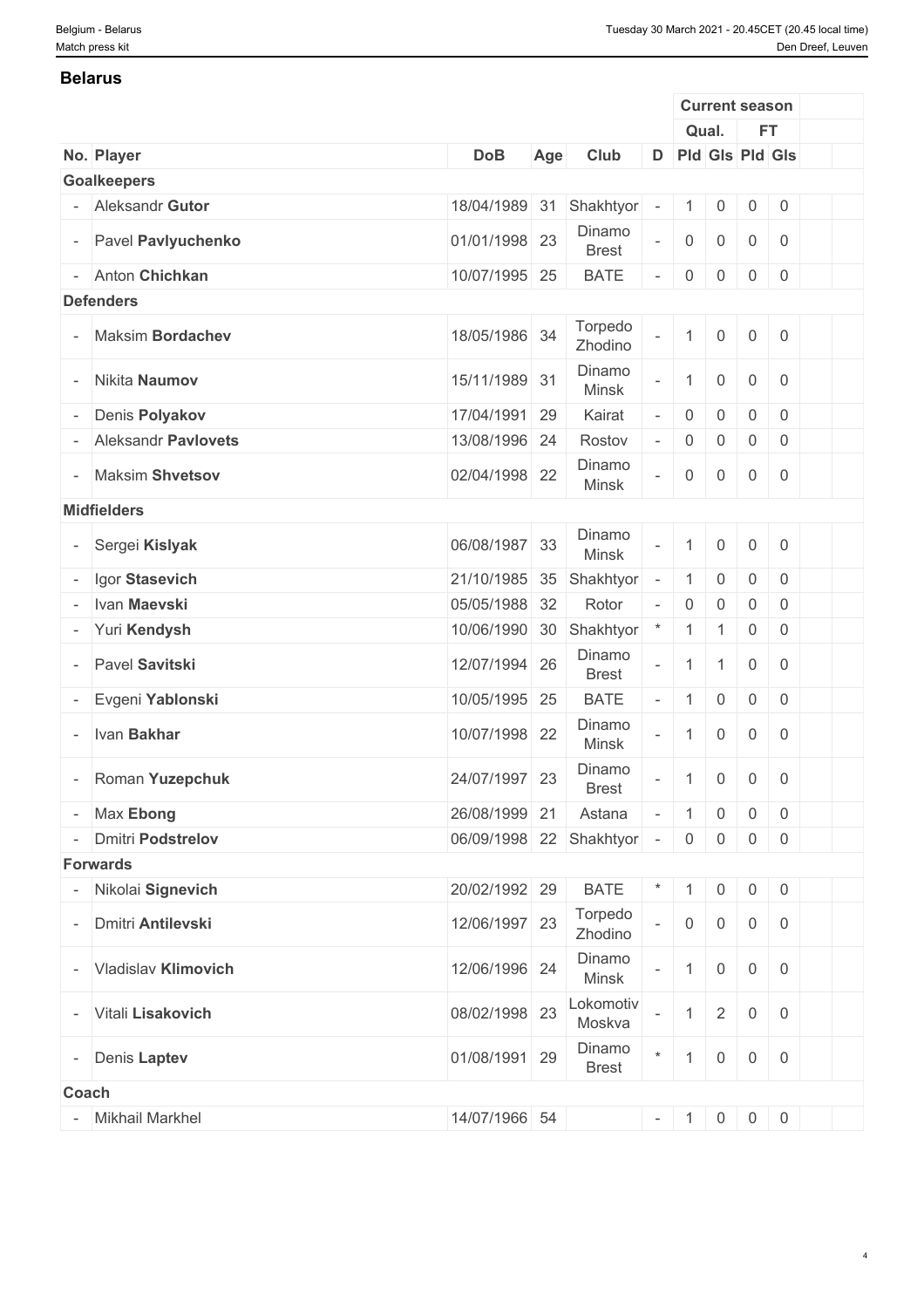## Belarus

| No. | Player | DoB | Age | Club | D | Current season Qual. Pld | Qual. Gls | FT Pld | FT Gls |
|---|---|---|---|---|---|---|---|---|---|
| **Goalkeepers** | | | | | | | | | |
| - | Aleksandr **Gutor** | 18/04/1989 | 31 | Shakhtyor | - | 1 | 0 | 0 | 0 |
| - | Pavel **Pavlyuchenko** | 01/01/1998 | 23 | Dinamo Brest | - | 0 | 0 | 0 | 0 |
| - | Anton **Chichkan** | 10/07/1995 | 25 | BATE | - | 0 | 0 | 0 | 0 |
| **Defenders** | | | | | | | | | |
| - | Maksim **Bordachev** | 18/05/1986 | 34 | Torpedo Zhodino | - | 1 | 0 | 0 | 0 |
| - | Nikita **Naumov** | 15/11/1989 | 31 | Dinamo Minsk | - | 1 | 0 | 0 | 0 |
| - | Denis **Polyakov** | 17/04/1991 | 29 | Kairat | - | 0 | 0 | 0 | 0 |
| - | Aleksandr **Pavlovets** | 13/08/1996 | 24 | Rostov | - | 0 | 0 | 0 | 0 |
| - | Maksim **Shvetsov** | 02/04/1998 | 22 | Dinamo Minsk | - | 0 | 0 | 0 | 0 |
| **Midfielders** | | | | | | | | | |
| - | Sergei **Kislyak** | 06/08/1987 | 33 | Dinamo Minsk | - | 1 | 0 | 0 | 0 |
| - | Igor **Stasevich** | 21/10/1985 | 35 | Shakhtyor | - | 1 | 0 | 0 | 0 |
| - | Ivan **Maevski** | 05/05/1988 | 32 | Rotor | - | 0 | 0 | 0 | 0 |
| - | Yuri **Kendysh** | 10/06/1990 | 30 | Shakhtyor | * | 1 | 1 | 0 | 0 |
| - | Pavel **Savitski** | 12/07/1994 | 26 | Dinamo Brest | - | 1 | 1 | 0 | 0 |
| - | Evgeni **Yablonski** | 10/05/1995 | 25 | BATE | - | 1 | 0 | 0 | 0 |
| - | Ivan **Bakhar** | 10/07/1998 | 22 | Dinamo Minsk | - | 1 | 0 | 0 | 0 |
| - | Roman **Yuzepchuk** | 24/07/1997 | 23 | Dinamo Brest | - | 1 | 0 | 0 | 0 |
| - | Max **Ebong** | 26/08/1999 | 21 | Astana | - | 1 | 0 | 0 | 0 |
| - | Dmitri **Podstrelov** | 06/09/1998 | 22 | Shakhtyor | - | 0 | 0 | 0 | 0 |
| **Forwards** | | | | | | | | | |
| - | Nikolai **Signevich** | 20/02/1992 | 29 | BATE | * | 1 | 0 | 0 | 0 |
| - | Dmitri **Antilevski** | 12/06/1997 | 23 | Torpedo Zhodino | - | 0 | 0 | 0 | 0 |
| - | Vladislav **Klimovich** | 12/06/1996 | 24 | Dinamo Minsk | - | 1 | 0 | 0 | 0 |
| - | Vitali **Lisakovich** | 08/02/1998 | 23 | Lokomotiv Moskva | - | 1 | 2 | 0 | 0 |
| - | Denis **Laptev** | 01/08/1991 | 29 | Dinamo Brest | * | 1 | 0 | 0 | 0 |
| **Coach** | | | | | | | | | |
| - | Mikhail Markhel | 14/07/1966 | 54 | | - | 1 | 0 | 0 | 0 |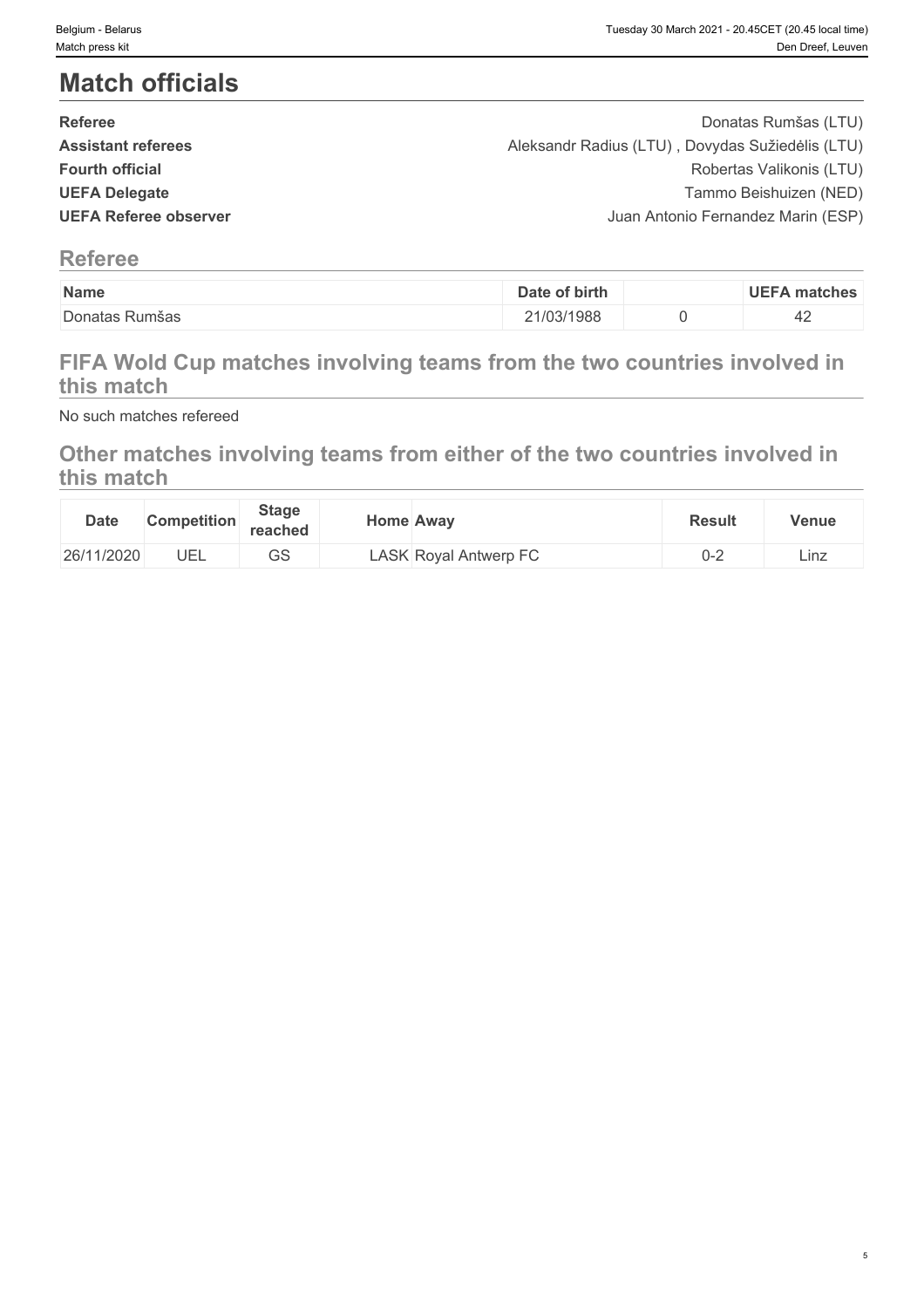# Match officials

| | |
|---|---|
| **Referee** | Donatas Rumšas (LTU) |
| **Assistant referees** | Aleksandr Radius (LTU) , Dovydas Sužiedėlis (LTU) |
| **Fourth official** | Robertas Valikonis (LTU) |
| **UEFA Delegate** | Tammo Beishuizen (NED) |
| **UEFA Referee observer** | Juan Antonio Fernandez Marin (ESP) |

## Referee

| Name | Date of birth | | UEFA matches |
|---|---|---|---|
| Donatas Rumšas | 21/03/1988 | 0 | 42 |

## FIFA Wold Cup matches involving teams from the two countries involved in this match

No such matches refereed

## Other matches involving teams from either of the two countries involved in this match

| Date | Competition | Stage reached | Home | Away | Result | Venue |
|---|---|---|---|---|---|---|
| 26/11/2020 | UEL | GS | LASK | Royal Antwerp FC | 0-2 | Linz |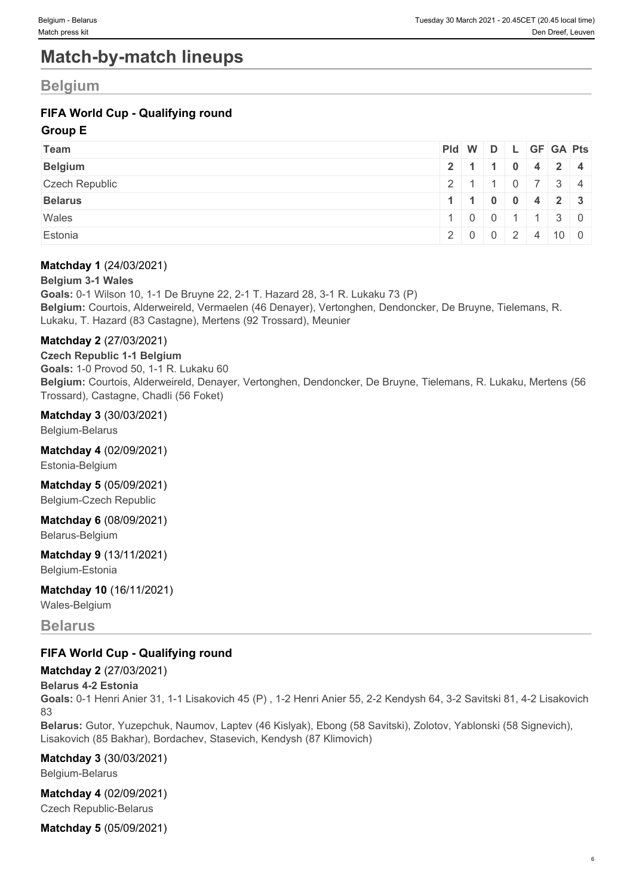# Match-by-match lineups

## Belgium

### FIFA World Cup - Qualifying round

**Group E**

| Team | Pld | W | D | L | GF | GA | Pts |
|---|---|---|---|---|---|---|---|
| **Belgium** | **2** | **1** | **1** | **0** | **4** | **2** | **4** |
| Czech Republic | 2 | 1 | 1 | 0 | 7 | 3 | 4 |
| **Belarus** | **1** | **1** | **0** | **0** | **4** | **2** | **3** |
| Wales | 1 | 0 | 0 | 1 | 1 | 3 | 0 |
| Estonia | 2 | 0 | 0 | 2 | 4 | 10 | 0 |

**Matchday 1** (24/03/2021)

**Belgium 3-1 Wales**
**Goals:** 0-1 Wilson 10, 1-1 De Bruyne 22, 2-1 T. Hazard 28, 3-1 R. Lukaku 73 (P)
**Belgium:** Courtois, Alderweireld, Vermaelen (46 Denayer), Vertonghen, Dendoncker, De Bruyne, Tielemans, R. Lukaku, T. Hazard (83 Castagne), Mertens (92 Trossard), Meunier

**Matchday 2** (27/03/2021)

**Czech Republic 1-1 Belgium**
**Goals:** 1-0 Provod 50, 1-1 R. Lukaku 60
**Belgium:** Courtois, Alderweireld, Denayer, Vertonghen, Dendoncker, De Bruyne, Tielemans, R. Lukaku, Mertens (56 Trossard), Castagne, Chadli (56 Foket)

**Matchday 3** (30/03/2021)
Belgium-Belarus

**Matchday 4** (02/09/2021)
Estonia-Belgium

**Matchday 5** (05/09/2021)
Belgium-Czech Republic

**Matchday 6** (08/09/2021)
Belarus-Belgium

**Matchday 9** (13/11/2021)
Belgium-Estonia

**Matchday 10** (16/11/2021)
Wales-Belgium

## Belarus

### FIFA World Cup - Qualifying round

**Matchday 2** (27/03/2021)

**Belarus 4-2 Estonia**
**Goals:** 0-1 Henri Anier 31, 1-1 Lisakovich 45 (P) , 1-2 Henri Anier 55, 2-2 Kendysh 64, 3-2 Savitski 81, 4-2 Lisakovich 83
**Belarus:** Gutor, Yuzepchuk, Naumov, Laptev (46 Kislyak), Ebong (58 Savitski), Zolotov, Yablonski (58 Signevich), Lisakovich (85 Bakhar), Bordachev, Stasevich, Kendysh (87 Klimovich)

**Matchday 3** (30/03/2021)
Belgium-Belarus

**Matchday 4** (02/09/2021)
Czech Republic-Belarus

**Matchday 5** (05/09/2021)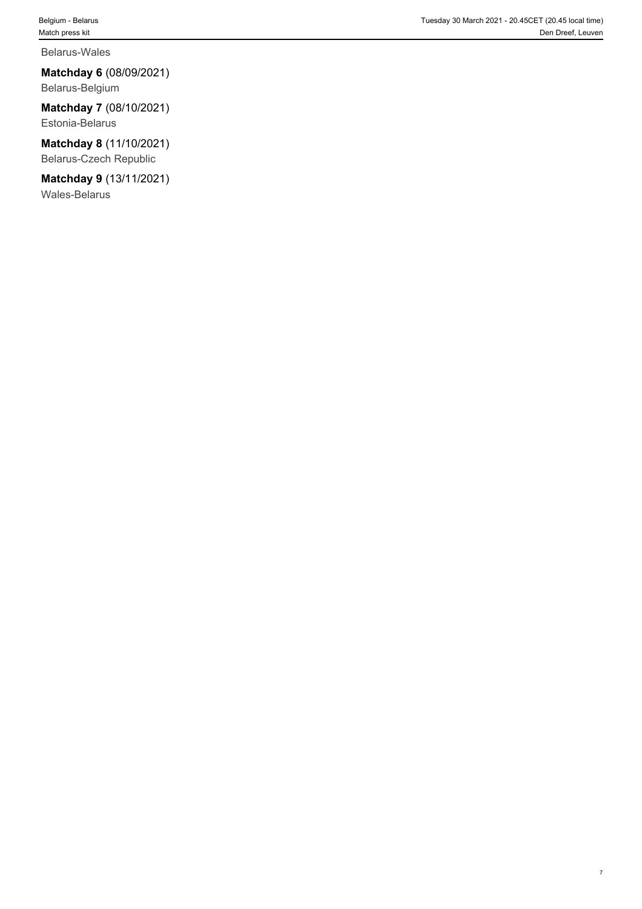Belarus-Wales

**Matchday 6** (08/09/2021)
Belarus-Belgium

**Matchday 7** (08/10/2021)
Estonia-Belarus

**Matchday 8** (11/10/2021)
Belarus-Czech Republic

**Matchday 9** (13/11/2021)
Wales-Belarus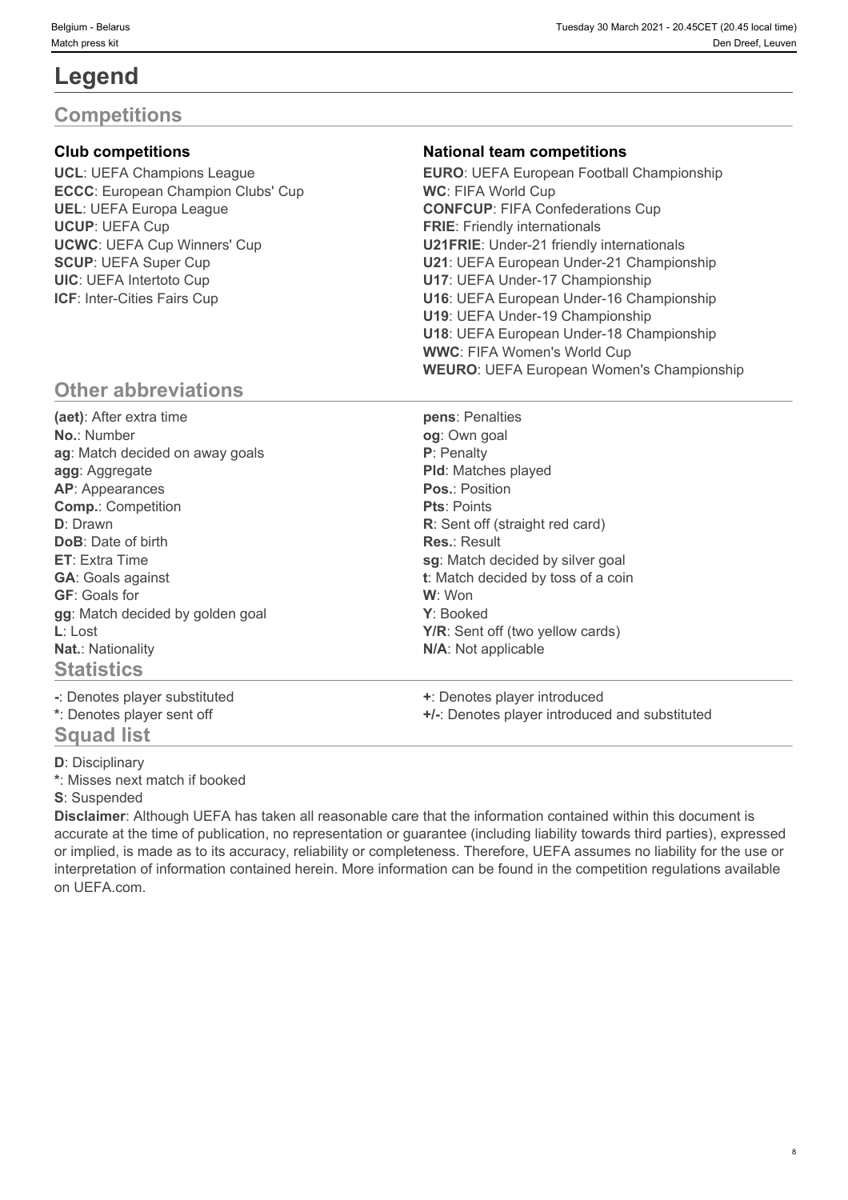# Legend

## Competitions

### Club competitions

**UCL**: UEFA Champions League
**ECCC**: European Champion Clubs' Cup
**UEL**: UEFA Europa League
**UCUP**: UEFA Cup
**UCWC**: UEFA Cup Winners' Cup
**SCUP**: UEFA Super Cup
**UIC**: UEFA Intertoto Cup
**ICF**: Inter-Cities Fairs Cup

### National team competitions

**EURO**: UEFA European Football Championship
**WC**: FIFA World Cup
**CONFCUP**: FIFA Confederations Cup
**FRIE**: Friendly internationals
**U21FRIE**: Under-21 friendly internationals
**U21**: UEFA European Under-21 Championship
**U17**: UEFA Under-17 Championship
**U16**: UEFA European Under-16 Championship
**U19**: UEFA Under-19 Championship
**U18**: UEFA European Under-18 Championship
**WWC**: FIFA Women's World Cup
**WEURO**: UEFA European Women's Championship

## Other abbreviations

**(aet)**: After extra time
**No.**: Number
**ag**: Match decided on away goals
**agg**: Aggregate
**AP**: Appearances
**Comp.**: Competition
**D**: Drawn
**DoB**: Date of birth
**ET**: Extra Time
**GA**: Goals against
**GF**: Goals for
**gg**: Match decided by golden goal
**L**: Lost
**Nat.**: Nationality
**pens**: Penalties
**og**: Own goal
**P**: Penalty
**Pld**: Matches played
**Pos.**: Position
**Pts**: Points
**R**: Sent off (straight red card)
**Res.**: Result
**sg**: Match decided by silver goal
**t**: Match decided by toss of a coin
**W**: Won
**Y**: Booked
**Y/R**: Sent off (two yellow cards)
**N/A**: Not applicable

## Statistics

**-**: Denotes player substituted
**\***: Denotes player sent off
**+**: Denotes player introduced
**+/-**: Denotes player introduced and substituted

## Squad list

**D**: Disciplinary
**\***: Misses next match if booked
**S**: Suspended

**Disclaimer**: Although UEFA has taken all reasonable care that the information contained within this document is accurate at the time of publication, no representation or guarantee (including liability towards third parties), expressed or implied, is made as to its accuracy, reliability or completeness. Therefore, UEFA assumes no liability for the use or interpretation of information contained herein. More information can be found in the competition regulations available on UEFA.com.